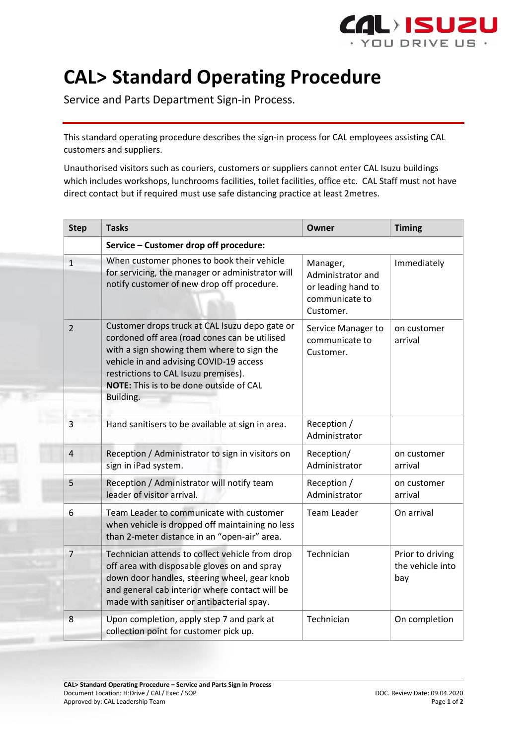# CAL> Standard Operating Procedure

Service and Parts Department Sign-in Process.

This standard operating procedure describes the sign-in process for CAL employees assisting CAL customers and suppliers.

Unauthorised visitors such as couriers, customers or suppliers cannot enter CAL Isuzu buildings which includes workshops, lunchrooms facilities, toilet facilities, office etc. CAL Staff must not have direct contact but if required must use safe distancing practice at least 2metres.

| Step | Tasks | Owner | Timing |
|---|---|---|---|
| | **Service – Customer drop off procedure:** | | |
| 1 | When customer phones to book their vehicle for servicing, the manager or administrator will notify customer of new drop off procedure. | Manager, Administrator and or leading hand to communicate to Customer. | Immediately |
| 2 | Customer drops truck at CAL Isuzu depo gate or cordoned off area (road cones can be utilised with a sign showing them where to sign the vehicle in and advising COVID-19 access restrictions to CAL Isuzu premises). **NOTE:** This is to be done outside of CAL Building. | Service Manager to communicate to Customer. | on customer arrival |
| 3 | Hand sanitisers to be available at sign in area. | Reception / Administrator | |
| 4 | Reception / Administrator to sign in visitors on sign in iPad system. | Reception/ Administrator | on customer arrival |
| 5 | Reception / Administrator will notify team leader of visitor arrival. | Reception / Administrator | on customer arrival |
| 6 | Team Leader to communicate with customer when vehicle is dropped off maintaining no less than 2-meter distance in an "open-air" area. | Team Leader | On arrival |
| 7 | Technician attends to collect vehicle from drop off area with disposable gloves on and spray down door handles, steering wheel, gear knob and general cab interior where contact will be made with sanitiser or antibacterial spay. | Technician | Prior to driving the vehicle into bay |
| 8 | Upon completion, apply step 7 and park at collection point for customer pick up. | Technician | On completion |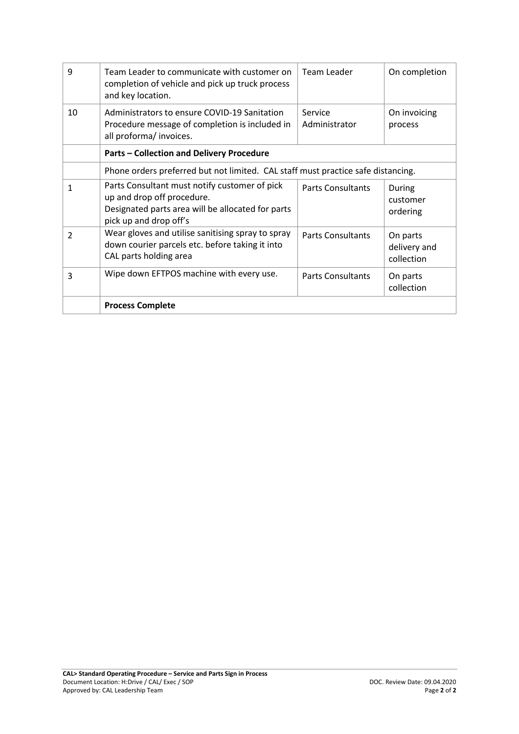| | | | |
|---|---|---|---|
| 9 | Team Leader to communicate with customer on completion of vehicle and pick up truck process and key location. | Team Leader | On completion |
| 10 | Administrators to ensure COVID-19 Sanitation Procedure message of completion is included in all proforma/ invoices. | Service Administrator | On invoicing process |
| | **Parts – Collection and Delivery Procedure** | | |
| | Phone orders preferred but not limited. CAL staff must practice safe distancing. | | |
| 1 | Parts Consultant must notify customer of pick up and drop off procedure. Designated parts area will be allocated for parts pick up and drop off's | Parts Consultants | During customer ordering |
| 2 | Wear gloves and utilise sanitising spray to spray down courier parcels etc. before taking it into CAL parts holding area | Parts Consultants | On parts delivery and collection |
| 3 | Wipe down EFTPOS machine with every use. | Parts Consultants | On parts collection |
| | **Process Complete** | | |